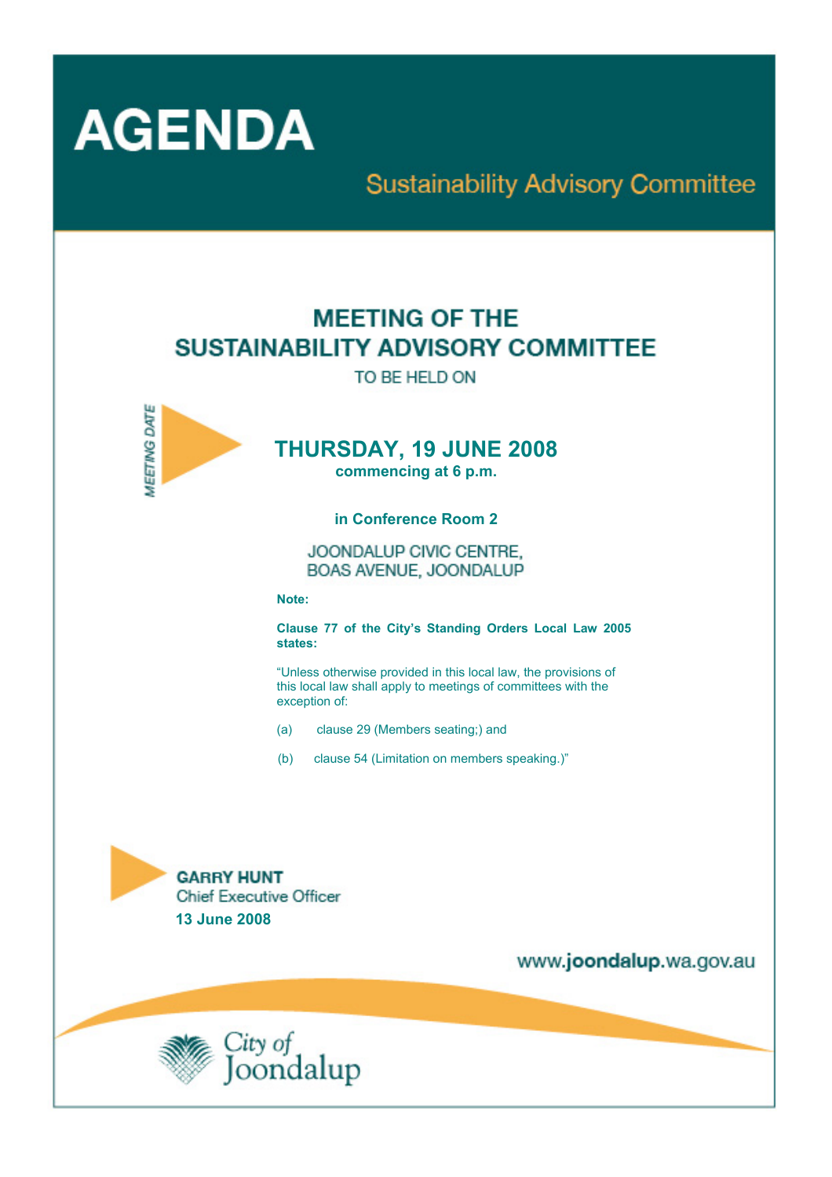# AGENDA

## Sustainability Advisory Committee

## MEETING OF THE SUSTAINABILITY ADVISORY COMMITTEE

TO BE HELD ON

MEETING DATE

### THURSDAY, 19 JUNE 2008

**commencing at 6 p.m.**

**in Conference Room 2**

JOONDALUP CIVIC CENTRE,
BOAS AVENUE, JOONDALUP

**Note:**

**Clause 77 of the City's Standing Orders Local Law 2005 states:**

"Unless otherwise provided in this local law, the provisions of this local law shall apply to meetings of committees with the exception of:

(a) clause 29 (Members seating;) and

(b) clause 54 (Limitation on members speaking.)"

**GARRY HUNT**
Chief Executive Officer
**13 June 2008**

www.**joondalup**.wa.gov.au

City of Joondalup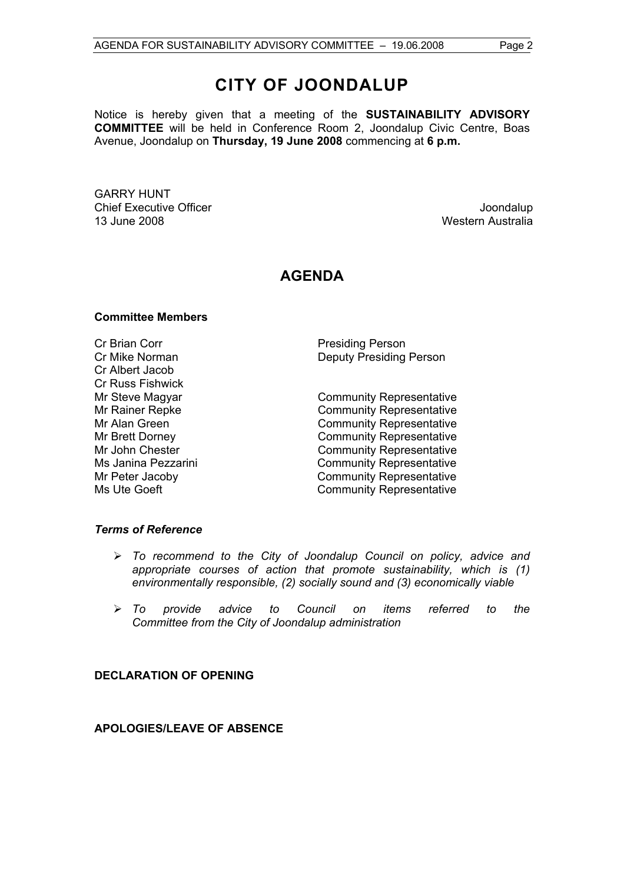# CITY OF JOONDALUP

Notice is hereby given that a meeting of the **SUSTAINABILITY ADVISORY COMMITTEE** will be held in Conference Room 2, Joondalup Civic Centre, Boas Avenue, Joondalup on **Thursday, 19 June 2008** commencing at **6 p.m.**

GARRY HUNT
Chief Executive Officer
13 June 2008

Joondalup
Western Australia

## AGENDA

### Committee Members

| | |
|---|---|
| Cr Brian Corr | Presiding Person |
| Cr Mike Norman | Deputy Presiding Person |
| Cr Albert Jacob | |
| Cr Russ Fishwick | |
| Mr Steve Magyar | Community Representative |
| Mr Rainer Repke | Community Representative |
| Mr Alan Green | Community Representative |
| Mr Brett Dorney | Community Representative |
| Mr John Chester | Community Representative |
| Ms Janina Pezzarini | Community Representative |
| Mr Peter Jacoby | Community Representative |
| Ms Ute Goeft | Community Representative |

### *Terms of Reference*

- *To recommend to the City of Joondalup Council on policy, advice and appropriate courses of action that promote sustainability, which is (1) environmentally responsible, (2) socially sound and (3) economically viable*
- *To provide advice to Council on items referred to the Committee from the City of Joondalup administration*

### DECLARATION OF OPENING

### APOLOGIES/LEAVE OF ABSENCE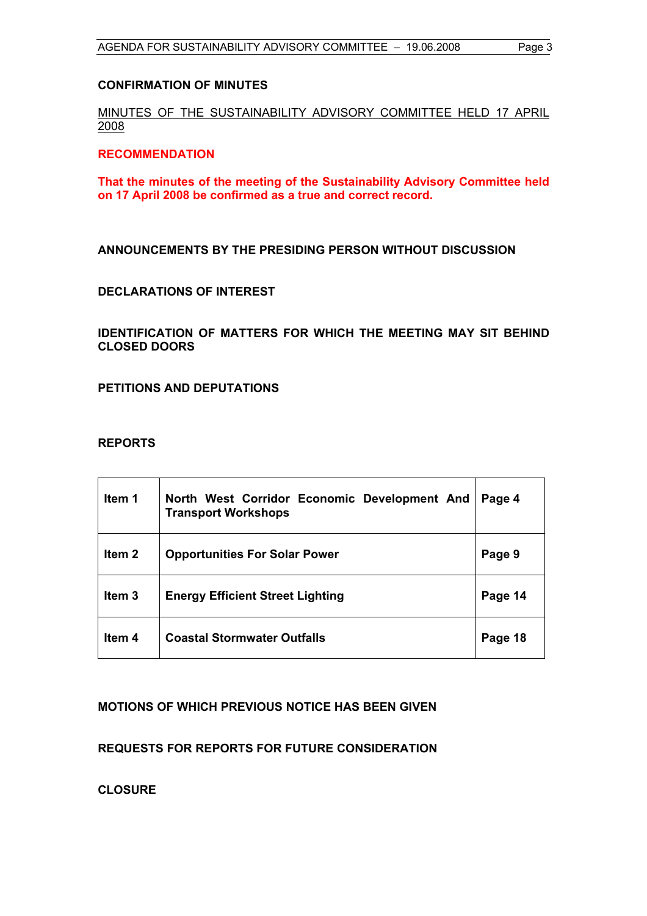## CONFIRMATION OF MINUTES

MINUTES OF THE SUSTAINABILITY ADVISORY COMMITTEE HELD 17 APRIL 2008

**RECOMMENDATION**

**That the minutes of the meeting of the Sustainability Advisory Committee held on 17 April 2008 be confirmed as a true and correct record.**

## ANNOUNCEMENTS BY THE PRESIDING PERSON WITHOUT DISCUSSION

## DECLARATIONS OF INTEREST

## IDENTIFICATION OF MATTERS FOR WHICH THE MEETING MAY SIT BEHIND CLOSED DOORS

## PETITIONS AND DEPUTATIONS

## REPORTS

| | | |
|---|---|---|
| **Item 1** | **North West Corridor Economic Development And Transport Workshops** | **Page 4** |
| **Item 2** | **Opportunities For Solar Power** | **Page 9** |
| **Item 3** | **Energy Efficient Street Lighting** | **Page 14** |
| **Item 4** | **Coastal Stormwater Outfalls** | **Page 18** |

## MOTIONS OF WHICH PREVIOUS NOTICE HAS BEEN GIVEN

## REQUESTS FOR REPORTS FOR FUTURE CONSIDERATION

## CLOSURE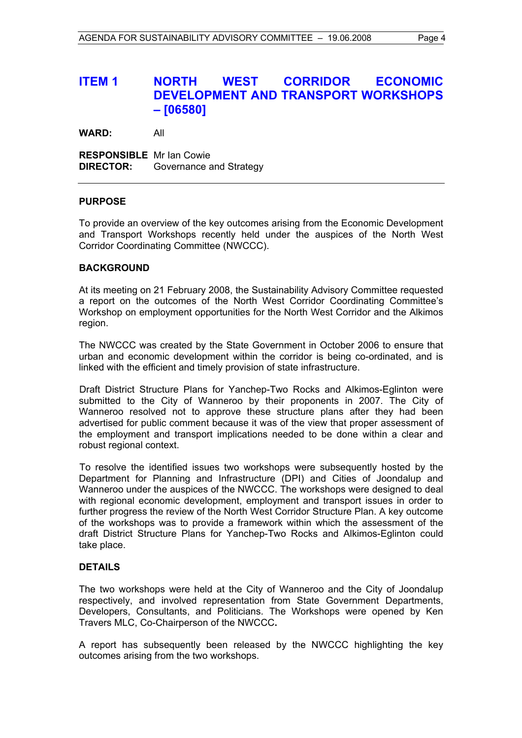## ITEM 1 NORTH WEST CORRIDOR ECONOMIC DEVELOPMENT AND TRANSPORT WORKSHOPS – [06580]

**WARD:** All

**RESPONSIBLE DIRECTOR:** Mr Ian Cowie
Governance and Strategy

---

### PURPOSE

To provide an overview of the key outcomes arising from the Economic Development and Transport Workshops recently held under the auspices of the North West Corridor Coordinating Committee (NWCCC).

### BACKGROUND

At its meeting on 21 February 2008, the Sustainability Advisory Committee requested a report on the outcomes of the North West Corridor Coordinating Committee's Workshop on employment opportunities for the North West Corridor and the Alkimos region.

The NWCCC was created by the State Government in October 2006 to ensure that urban and economic development within the corridor is being co-ordinated, and is linked with the efficient and timely provision of state infrastructure.

Draft District Structure Plans for Yanchep-Two Rocks and Alkimos-Eglinton were submitted to the City of Wanneroo by their proponents in 2007. The City of Wanneroo resolved not to approve these structure plans after they had been advertised for public comment because it was of the view that proper assessment of the employment and transport implications needed to be done within a clear and robust regional context.

To resolve the identified issues two workshops were subsequently hosted by the Department for Planning and Infrastructure (DPI) and Cities of Joondalup and Wanneroo under the auspices of the NWCCC. The workshops were designed to deal with regional economic development, employment and transport issues in order to further progress the review of the North West Corridor Structure Plan. A key outcome of the workshops was to provide a framework within which the assessment of the draft District Structure Plans for Yanchep-Two Rocks and Alkimos-Eglinton could take place.

### DETAILS

The two workshops were held at the City of Wanneroo and the City of Joondalup respectively, and involved representation from State Government Departments, Developers, Consultants, and Politicians. The Workshops were opened by Ken Travers MLC, Co-Chairperson of the NWCCC**.**

A report has subsequently been released by the NWCCC highlighting the key outcomes arising from the two workshops.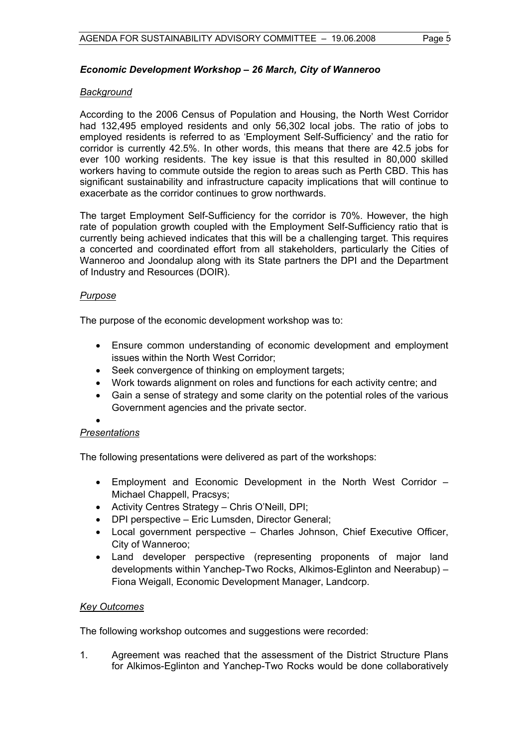### *Economic Development Workshop – 26 March, City of Wanneroo*

*Background*

According to the 2006 Census of Population and Housing, the North West Corridor had 132,495 employed residents and only 56,302 local jobs. The ratio of jobs to employed residents is referred to as 'Employment Self-Sufficiency' and the ratio for corridor is currently 42.5%. In other words, this means that there are 42.5 jobs for ever 100 working residents. The key issue is that this resulted in 80,000 skilled workers having to commute outside the region to areas such as Perth CBD. This has significant sustainability and infrastructure capacity implications that will continue to exacerbate as the corridor continues to grow northwards.

The target Employment Self-Sufficiency for the corridor is 70%. However, the high rate of population growth coupled with the Employment Self-Sufficiency ratio that is currently being achieved indicates that this will be a challenging target. This requires a concerted and coordinated effort from all stakeholders, particularly the Cities of Wanneroo and Joondalup along with its State partners the DPI and the Department of Industry and Resources (DOIR).

*Purpose*

The purpose of the economic development workshop was to:

- Ensure common understanding of economic development and employment issues within the North West Corridor;
- Seek convergence of thinking on employment targets;
- Work towards alignment on roles and functions for each activity centre; and
- Gain a sense of strategy and some clarity on the potential roles of the various Government agencies and the private sector.

*Presentations*

The following presentations were delivered as part of the workshops:

- Employment and Economic Development in the North West Corridor – Michael Chappell, Pracsys;
- Activity Centres Strategy – Chris O'Neill, DPI;
- DPI perspective – Eric Lumsden, Director General;
- Local government perspective – Charles Johnson, Chief Executive Officer, City of Wanneroo;
- Land developer perspective (representing proponents of major land developments within Yanchep-Two Rocks, Alkimos-Eglinton and Neerabup) – Fiona Weigall, Economic Development Manager, Landcorp.

*Key Outcomes*

The following workshop outcomes and suggestions were recorded:

1. Agreement was reached that the assessment of the District Structure Plans for Alkimos-Eglinton and Yanchep-Two Rocks would be done collaboratively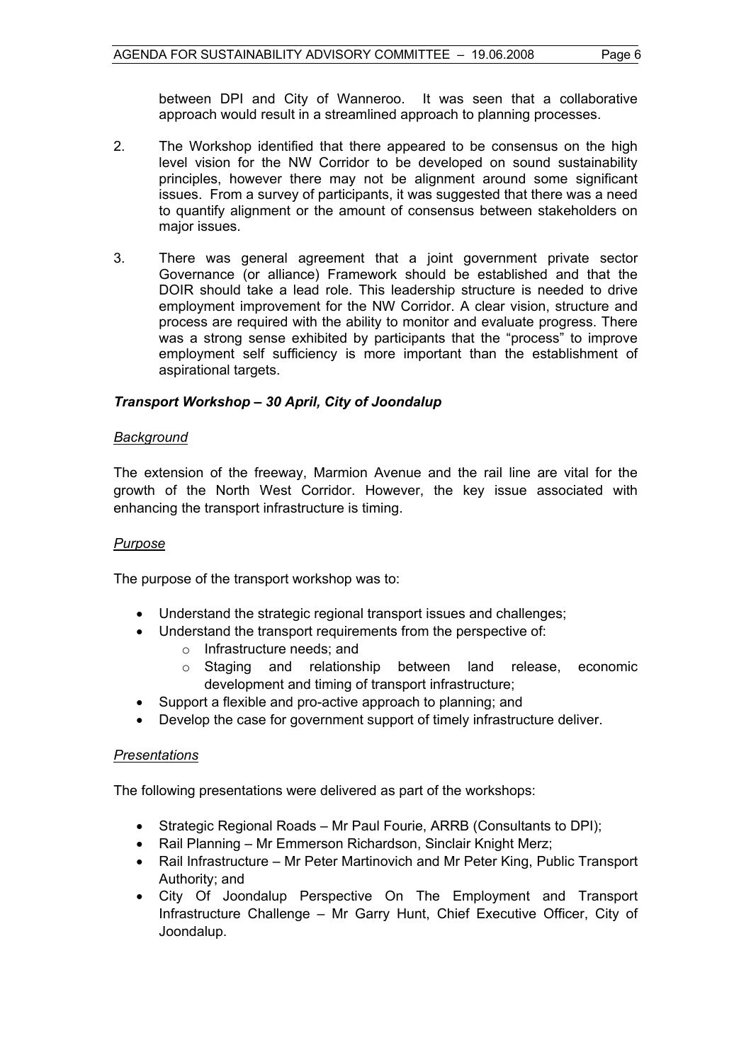between DPI and City of Wanneroo. It was seen that a collaborative approach would result in a streamlined approach to planning processes.

2. The Workshop identified that there appeared to be consensus on the high level vision for the NW Corridor to be developed on sound sustainability principles, however there may not be alignment around some significant issues. From a survey of participants, it was suggested that there was a need to quantify alignment or the amount of consensus between stakeholders on major issues.

3. There was general agreement that a joint government private sector Governance (or alliance) Framework should be established and that the DOIR should take a lead role. This leadership structure is needed to drive employment improvement for the NW Corridor. A clear vision, structure and process are required with the ability to monitor and evaluate progress. There was a strong sense exhibited by participants that the "process" to improve employment self sufficiency is more important than the establishment of aspirational targets.

***Transport Workshop – 30 April, City of Joondalup***

*Background*

The extension of the freeway, Marmion Avenue and the rail line are vital for the growth of the North West Corridor. However, the key issue associated with enhancing the transport infrastructure is timing.

*Purpose*

The purpose of the transport workshop was to:

- Understand the strategic regional transport issues and challenges;
- Understand the transport requirements from the perspective of:
    - Infrastructure needs; and
    - Staging and relationship between land release, economic development and timing of transport infrastructure;
- Support a flexible and pro-active approach to planning; and
- Develop the case for government support of timely infrastructure deliver.

*Presentations*

The following presentations were delivered as part of the workshops:

- Strategic Regional Roads – Mr Paul Fourie, ARRB (Consultants to DPI);
- Rail Planning – Mr Emmerson Richardson, Sinclair Knight Merz;
- Rail Infrastructure – Mr Peter Martinovich and Mr Peter King, Public Transport Authority; and
- City Of Joondalup Perspective On The Employment and Transport Infrastructure Challenge – Mr Garry Hunt, Chief Executive Officer, City of Joondalup.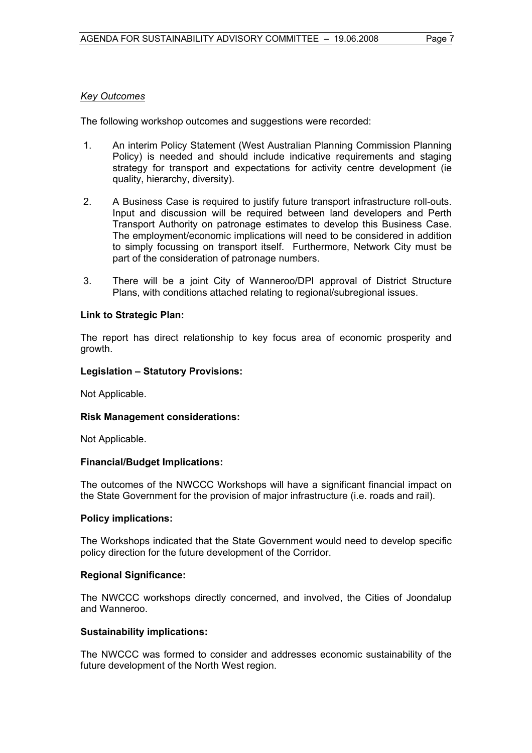*Key Outcomes*

The following workshop outcomes and suggestions were recorded:

1. An interim Policy Statement (West Australian Planning Commission Planning Policy) is needed and should include indicative requirements and staging strategy for transport and expectations for activity centre development (ie quality, hierarchy, diversity).

2. A Business Case is required to justify future transport infrastructure roll-outs. Input and discussion will be required between land developers and Perth Transport Authority on patronage estimates to develop this Business Case. The employment/economic implications will need to be considered in addition to simply focussing on transport itself. Furthermore, Network City must be part of the consideration of patronage numbers.

3. There will be a joint City of Wanneroo/DPI approval of District Structure Plans, with conditions attached relating to regional/subregional issues.

**Link to Strategic Plan:**

The report has direct relationship to key focus area of economic prosperity and growth.

**Legislation – Statutory Provisions:**

Not Applicable.

**Risk Management considerations:**

Not Applicable.

**Financial/Budget Implications:**

The outcomes of the NWCCC Workshops will have a significant financial impact on the State Government for the provision of major infrastructure (i.e. roads and rail).

**Policy implications:**

The Workshops indicated that the State Government would need to develop specific policy direction for the future development of the Corridor.

**Regional Significance:**

The NWCCC workshops directly concerned, and involved, the Cities of Joondalup and Wanneroo.

**Sustainability implications:**

The NWCCC was formed to consider and addresses economic sustainability of the future development of the North West region.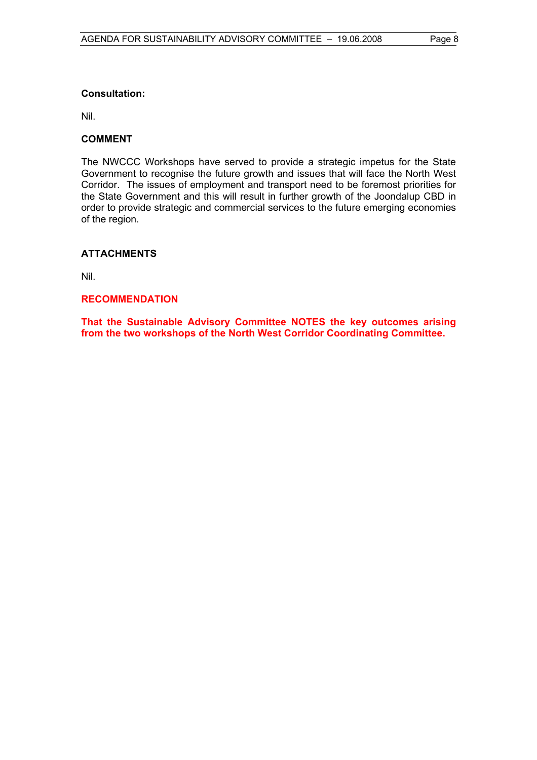**Consultation:**

Nil.

**COMMENT**

The NWCCC Workshops have served to provide a strategic impetus for the State Government to recognise the future growth and issues that will face the North West Corridor. The issues of employment and transport need to be foremost priorities for the State Government and this will result in further growth of the Joondalup CBD in order to provide strategic and commercial services to the future emerging economies of the region.

**ATTACHMENTS**

Nil.

**RECOMMENDATION**

**That the Sustainable Advisory Committee NOTES the key outcomes arising from the two workshops of the North West Corridor Coordinating Committee.**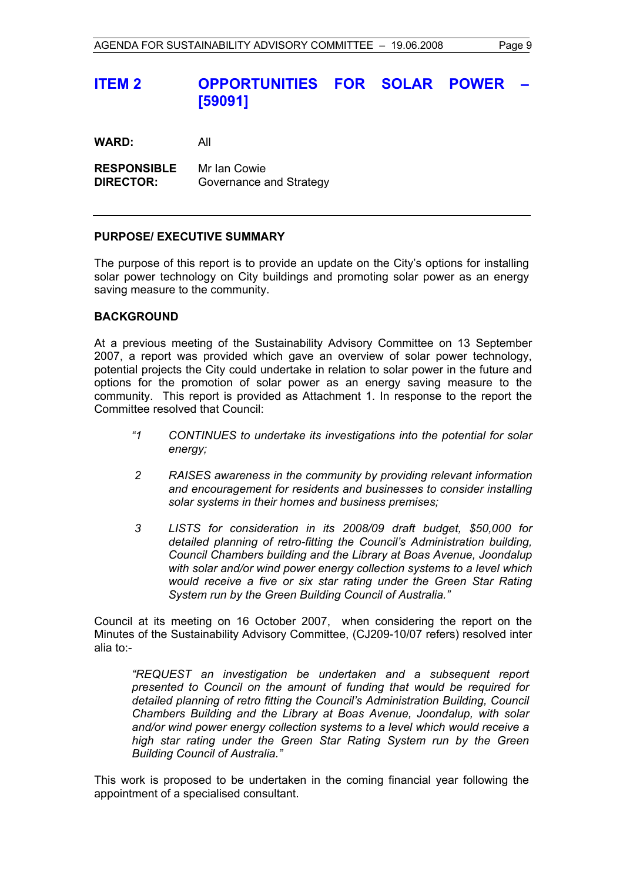## ITEM 2 OPPORTUNITIES FOR SOLAR POWER – [59091]

**WARD:** All

**RESPONSIBLE DIRECTOR:** Mr Ian Cowie
Governance and Strategy

---

### PURPOSE/ EXECUTIVE SUMMARY

The purpose of this report is to provide an update on the City's options for installing solar power technology on City buildings and promoting solar power as an energy saving measure to the community.

### BACKGROUND

At a previous meeting of the Sustainability Advisory Committee on 13 September 2007, a report was provided which gave an overview of solar power technology, potential projects the City could undertake in relation to solar power in the future and options for the promotion of solar power as an energy saving measure to the community. This report is provided as Attachment 1. In response to the report the Committee resolved that Council:

> *"1 CONTINUES to undertake its investigations into the potential for solar energy;*
>
> *2 RAISES awareness in the community by providing relevant information and encouragement for residents and businesses to consider installing solar systems in their homes and business premises;*
>
> *3 LISTS for consideration in its 2008/09 draft budget, $50,000 for detailed planning of retro-fitting the Council's Administration building, Council Chambers building and the Library at Boas Avenue, Joondalup with solar and/or wind power energy collection systems to a level which would receive a five or six star rating under the Green Star Rating System run by the Green Building Council of Australia."*

Council at its meeting on 16 October 2007, when considering the report on the Minutes of the Sustainability Advisory Committee, (CJ209-10/07 refers) resolved inter alia to:-

> *"REQUEST an investigation be undertaken and a subsequent report presented to Council on the amount of funding that would be required for detailed planning of retro fitting the Council's Administration Building, Council Chambers Building and the Library at Boas Avenue, Joondalup, with solar and/or wind power energy collection systems to a level which would receive a high star rating under the Green Star Rating System run by the Green Building Council of Australia."*

This work is proposed to be undertaken in the coming financial year following the appointment of a specialised consultant.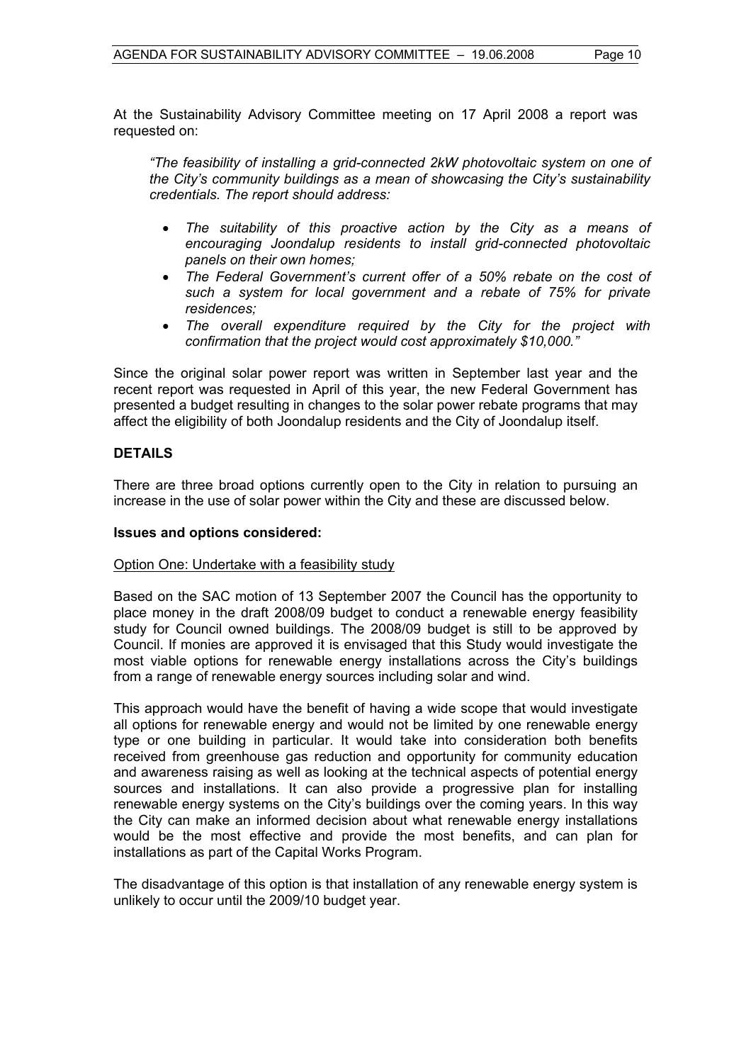At the Sustainability Advisory Committee meeting on 17 April 2008 a report was requested on:

> *"The feasibility of installing a grid-connected 2kW photovoltaic system on one of the City's community buildings as a mean of showcasing the City's sustainability credentials. The report should address:*
>
> - *The suitability of this proactive action by the City as a means of encouraging Joondalup residents to install grid-connected photovoltaic panels on their own homes;*
> - *The Federal Government's current offer of a 50% rebate on the cost of such a system for local government and a rebate of 75% for private residences;*
> - *The overall expenditure required by the City for the project with confirmation that the project would cost approximately $10,000."*

Since the original solar power report was written in September last year and the recent report was requested in April of this year, the new Federal Government has presented a budget resulting in changes to the solar power rebate programs that may affect the eligibility of both Joondalup residents and the City of Joondalup itself.

## DETAILS

There are three broad options currently open to the City in relation to pursuing an increase in the use of solar power within the City and these are discussed below.

### Issues and options considered:

Option One: Undertake with a feasibility study

Based on the SAC motion of 13 September 2007 the Council has the opportunity to place money in the draft 2008/09 budget to conduct a renewable energy feasibility study for Council owned buildings. The 2008/09 budget is still to be approved by Council. If monies are approved it is envisaged that this Study would investigate the most viable options for renewable energy installations across the City's buildings from a range of renewable energy sources including solar and wind.

This approach would have the benefit of having a wide scope that would investigate all options for renewable energy and would not be limited by one renewable energy type or one building in particular. It would take into consideration both benefits received from greenhouse gas reduction and opportunity for community education and awareness raising as well as looking at the technical aspects of potential energy sources and installations. It can also provide a progressive plan for installing renewable energy systems on the City's buildings over the coming years. In this way the City can make an informed decision about what renewable energy installations would be the most effective and provide the most benefits, and can plan for installations as part of the Capital Works Program.

The disadvantage of this option is that installation of any renewable energy system is unlikely to occur until the 2009/10 budget year.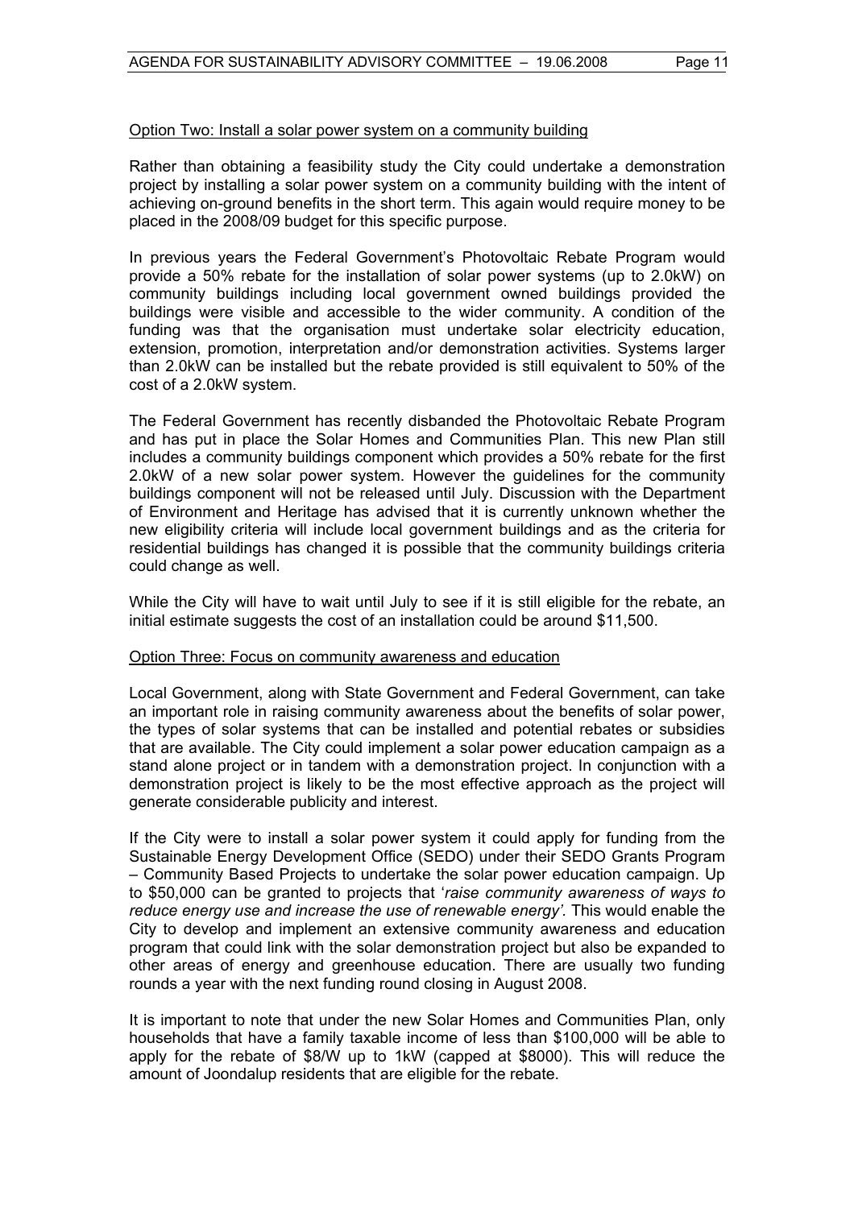Option Two: Install a solar power system on a community building

Rather than obtaining a feasibility study the City could undertake a demonstration project by installing a solar power system on a community building with the intent of achieving on-ground benefits in the short term. This again would require money to be placed in the 2008/09 budget for this specific purpose.

In previous years the Federal Government's Photovoltaic Rebate Program would provide a 50% rebate for the installation of solar power systems (up to 2.0kW) on community buildings including local government owned buildings provided the buildings were visible and accessible to the wider community. A condition of the funding was that the organisation must undertake solar electricity education, extension, promotion, interpretation and/or demonstration activities. Systems larger than 2.0kW can be installed but the rebate provided is still equivalent to 50% of the cost of a 2.0kW system.

The Federal Government has recently disbanded the Photovoltaic Rebate Program and has put in place the Solar Homes and Communities Plan. This new Plan still includes a community buildings component which provides a 50% rebate for the first 2.0kW of a new solar power system. However the guidelines for the community buildings component will not be released until July. Discussion with the Department of Environment and Heritage has advised that it is currently unknown whether the new eligibility criteria will include local government buildings and as the criteria for residential buildings has changed it is possible that the community buildings criteria could change as well.

While the City will have to wait until July to see if it is still eligible for the rebate, an initial estimate suggests the cost of an installation could be around $11,500.

Option Three: Focus on community awareness and education

Local Government, along with State Government and Federal Government, can take an important role in raising community awareness about the benefits of solar power, the types of solar systems that can be installed and potential rebates or subsidies that are available. The City could implement a solar power education campaign as a stand alone project or in tandem with a demonstration project. In conjunction with a demonstration project is likely to be the most effective approach as the project will generate considerable publicity and interest.

If the City were to install a solar power system it could apply for funding from the Sustainable Energy Development Office (SEDO) under their SEDO Grants Program – Community Based Projects to undertake the solar power education campaign. Up to $50,000 can be granted to projects that '*raise community awareness of ways to reduce energy use and increase the use of renewable energy'.* This would enable the City to develop and implement an extensive community awareness and education program that could link with the solar demonstration project but also be expanded to other areas of energy and greenhouse education. There are usually two funding rounds a year with the next funding round closing in August 2008.

It is important to note that under the new Solar Homes and Communities Plan, only households that have a family taxable income of less than $100,000 will be able to apply for the rebate of $8/W up to 1kW (capped at $8000). This will reduce the amount of Joondalup residents that are eligible for the rebate.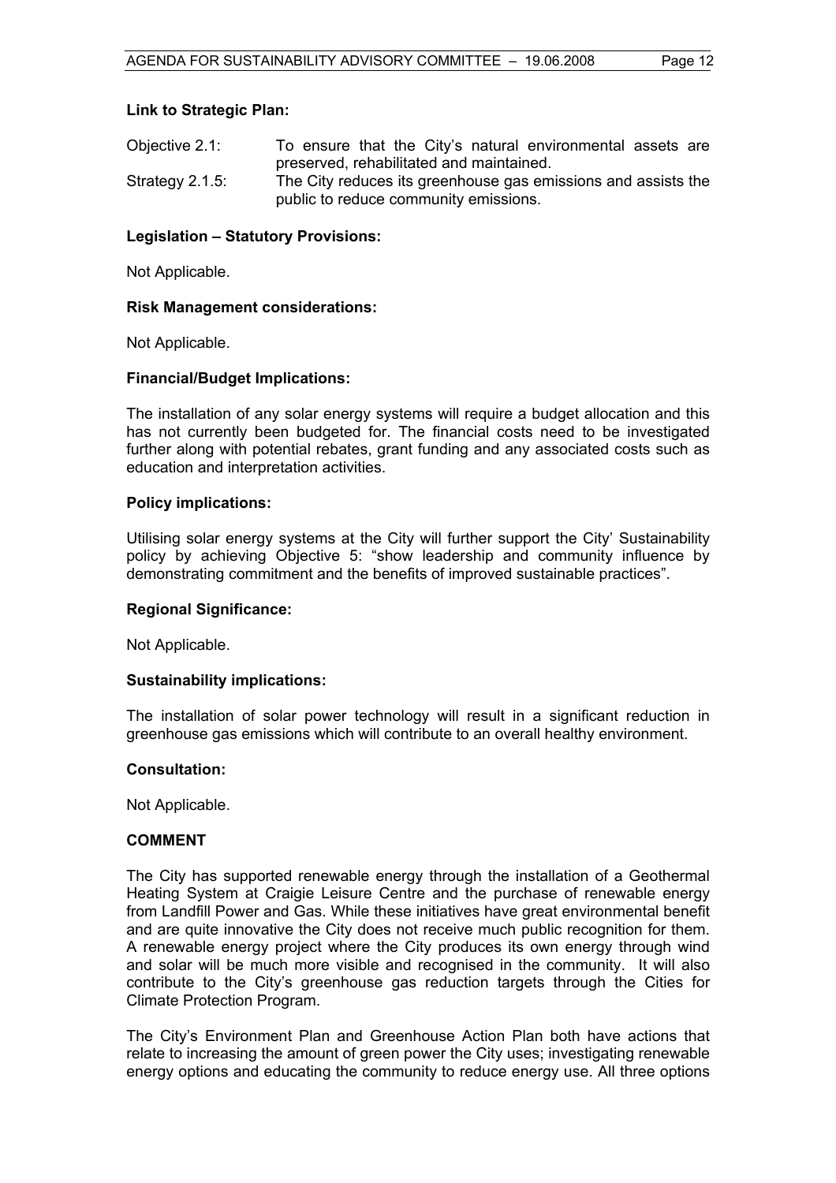**Link to Strategic Plan:**

Objective 2.1: To ensure that the City's natural environmental assets are preserved, rehabilitated and maintained.

Strategy 2.1.5: The City reduces its greenhouse gas emissions and assists the public to reduce community emissions.

**Legislation – Statutory Provisions:**

Not Applicable.

**Risk Management considerations:**

Not Applicable.

**Financial/Budget Implications:**

The installation of any solar energy systems will require a budget allocation and this has not currently been budgeted for. The financial costs need to be investigated further along with potential rebates, grant funding and any associated costs such as education and interpretation activities.

**Policy implications:**

Utilising solar energy systems at the City will further support the City' Sustainability policy by achieving Objective 5: "show leadership and community influence by demonstrating commitment and the benefits of improved sustainable practices".

**Regional Significance:**

Not Applicable.

**Sustainability implications:**

The installation of solar power technology will result in a significant reduction in greenhouse gas emissions which will contribute to an overall healthy environment.

**Consultation:**

Not Applicable.

**COMMENT**

The City has supported renewable energy through the installation of a Geothermal Heating System at Craigie Leisure Centre and the purchase of renewable energy from Landfill Power and Gas. While these initiatives have great environmental benefit and are quite innovative the City does not receive much public recognition for them. A renewable energy project where the City produces its own energy through wind and solar will be much more visible and recognised in the community. It will also contribute to the City's greenhouse gas reduction targets through the Cities for Climate Protection Program.

The City's Environment Plan and Greenhouse Action Plan both have actions that relate to increasing the amount of green power the City uses; investigating renewable energy options and educating the community to reduce energy use. All three options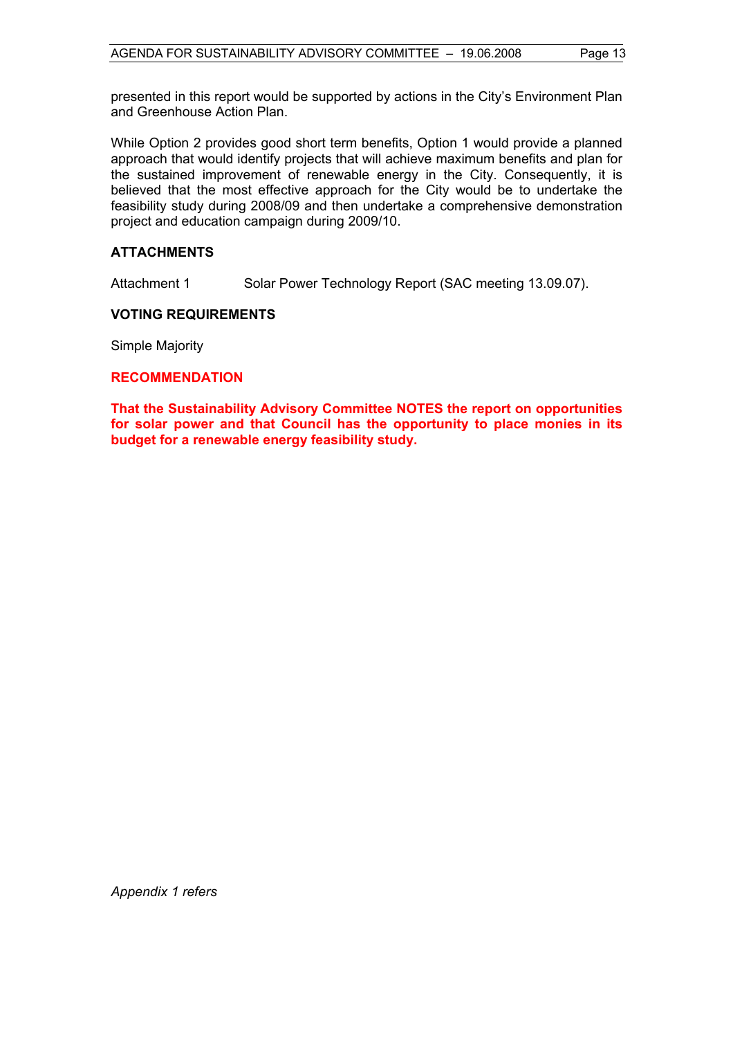presented in this report would be supported by actions in the City's Environment Plan and Greenhouse Action Plan.

While Option 2 provides good short term benefits, Option 1 would provide a planned approach that would identify projects that will achieve maximum benefits and plan for the sustained improvement of renewable energy in the City. Consequently, it is believed that the most effective approach for the City would be to undertake the feasibility study during 2008/09 and then undertake a comprehensive demonstration project and education campaign during 2009/10.

## ATTACHMENTS

Attachment 1 Solar Power Technology Report (SAC meeting 13.09.07).

## VOTING REQUIREMENTS

Simple Majority

## RECOMMENDATION

**That the Sustainability Advisory Committee NOTES the report on opportunities for solar power and that Council has the opportunity to place monies in its budget for a renewable energy feasibility study.**

*Appendix 1 refers*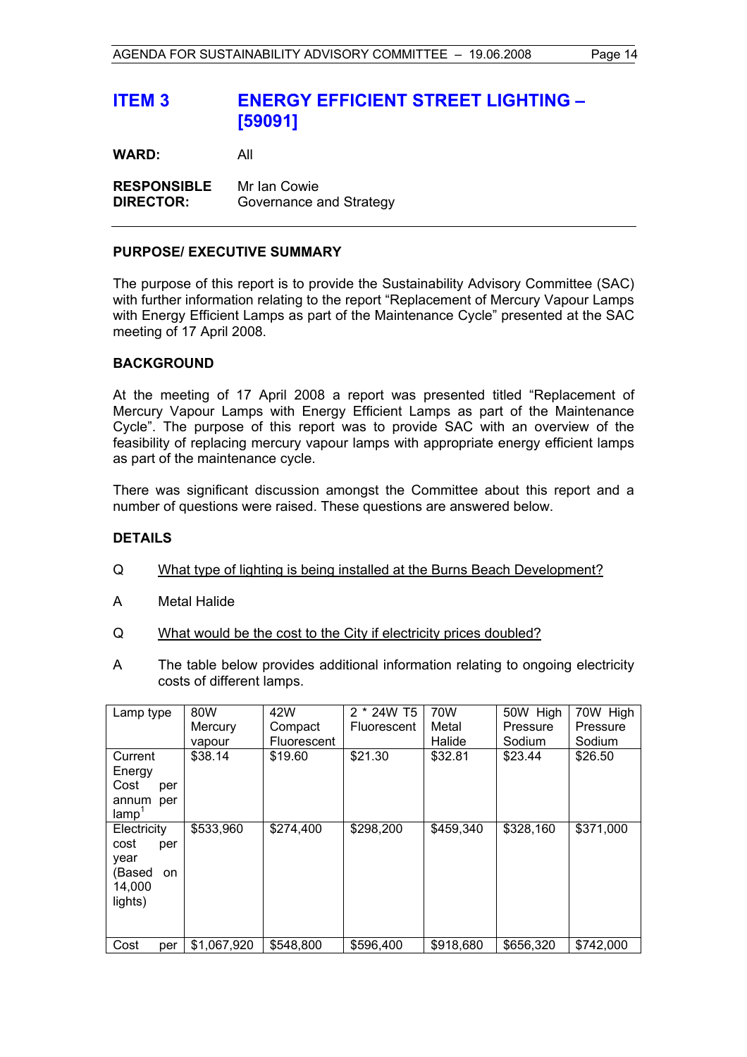## ITEM 3 ENERGY EFFICIENT STREET LIGHTING – [59091]

**WARD:** All

**RESPONSIBLE DIRECTOR:** Mr Ian Cowie
Governance and Strategy

---

**PURPOSE/ EXECUTIVE SUMMARY**

The purpose of this report is to provide the Sustainability Advisory Committee (SAC) with further information relating to the report "Replacement of Mercury Vapour Lamps with Energy Efficient Lamps as part of the Maintenance Cycle" presented at the SAC meeting of 17 April 2008.

**BACKGROUND**

At the meeting of 17 April 2008 a report was presented titled "Replacement of Mercury Vapour Lamps with Energy Efficient Lamps as part of the Maintenance Cycle". The purpose of this report was to provide SAC with an overview of the feasibility of replacing mercury vapour lamps with appropriate energy efficient lamps as part of the maintenance cycle.

There was significant discussion amongst the Committee about this report and a number of questions were raised. These questions are answered below.

**DETAILS**

Q &nbsp;&nbsp;&nbsp;&nbsp; <u>What type of lighting is being installed at the Burns Beach Development?</u>

A &nbsp;&nbsp;&nbsp;&nbsp; Metal Halide

Q &nbsp;&nbsp;&nbsp;&nbsp; <u>What would be the cost to the City if electricity prices doubled?</u>

A &nbsp;&nbsp;&nbsp;&nbsp; The table below provides additional information relating to ongoing electricity costs of different lamps.

| Lamp type | 80W Mercury vapour | 42W Compact Fluorescent | 2 * 24W T5 Fluorescent | 70W Metal Halide | 50W High Pressure Sodium | 70W High Pressure Sodium |
|---|---|---|---|---|---|---|
| Current Energy Cost per annum per lamp[1] | $38.14 | $19.60 | $21.30 | $32.81 | $23.44 | $26.50 |
| Electricity cost per year (Based on 14,000 lights) | $533,960 | $274,400 | $298,200 | $459,340 | $328,160 | $371,000 |
| Cost per | $1,067,920 | $548,800 | $596,400 | $918,680 | $656,320 | $742,000 |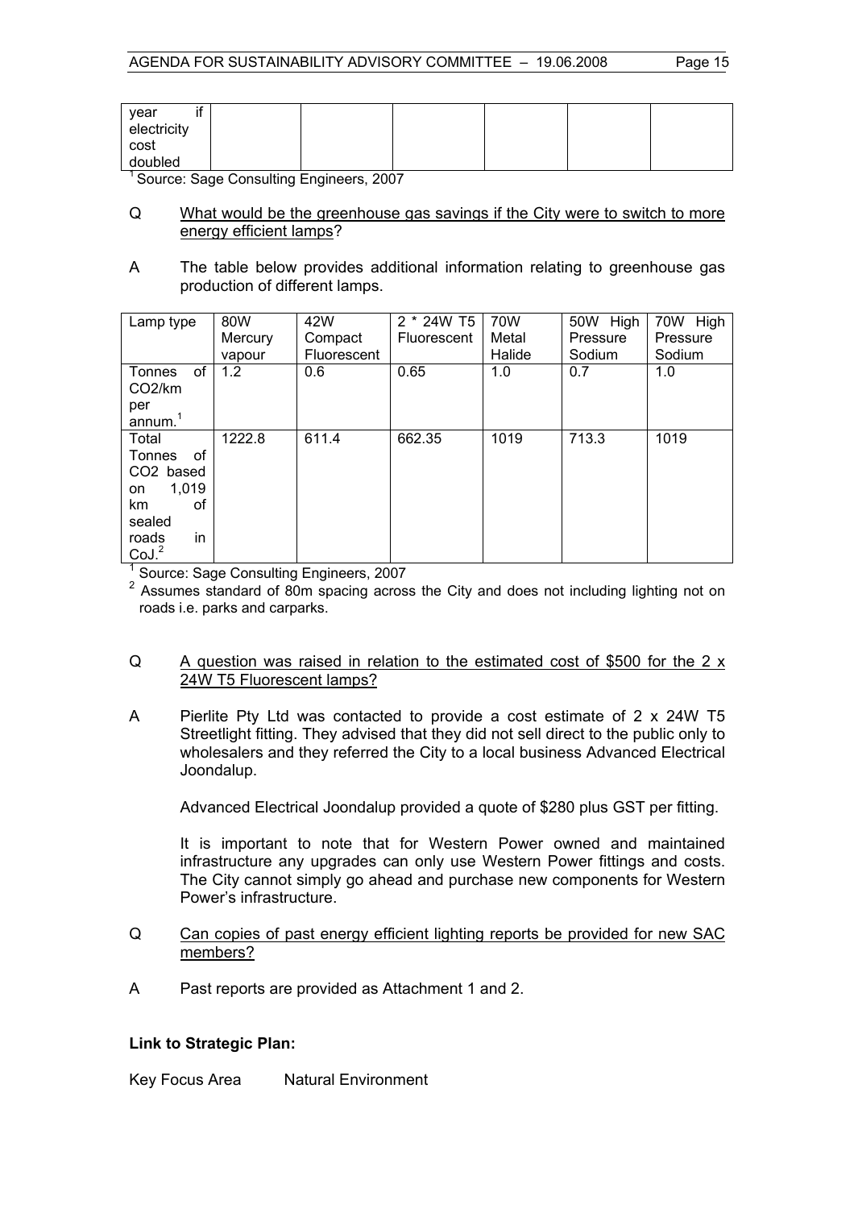| year if electricity cost doubled | | | | | | |
|---|---|---|---|---|---|---|

[1] Source: Sage Consulting Engineers, 2007

Q &emsp; What would be the greenhouse gas savings if the City were to switch to more energy efficient lamps?

A &emsp; The table below provides additional information relating to greenhouse gas production of different lamps.

| Lamp type | 80W Mercury vapour | 42W Compact Fluorescent | 2 * 24W T5 Fluorescent | 70W Metal Halide | 50W High Pressure Sodium | 70W High Pressure Sodium |
|---|---|---|---|---|---|---|
| Tonnes of $CO_2$/km per annum.[1] | 1.2 | 0.6 | 0.65 | 1.0 | 0.7 | 1.0 |
| Total Tonnes of $CO_2$ based on 1,019 km of sealed roads in CoJ.[2] | 1222.8 | 611.4 | 662.35 | 1019 | 713.3 | 1019 |

[1] Source: Sage Consulting Engineers, 2007

[2] Assumes standard of 80m spacing across the City and does not including lighting not on roads i.e. parks and carparks.

Q &emsp; A question was raised in relation to the estimated cost of $500 for the 2 x 24W T5 Fluorescent lamps?

A &emsp; Pierlite Pty Ltd was contacted to provide a cost estimate of 2 x 24W T5 Streetlight fitting. They advised that they did not sell direct to the public only to wholesalers and they referred the City to a local business Advanced Electrical Joondalup.

Advanced Electrical Joondalup provided a quote of $280 plus GST per fitting.

It is important to note that for Western Power owned and maintained infrastructure any upgrades can only use Western Power fittings and costs. The City cannot simply go ahead and purchase new components for Western Power's infrastructure.

Q &emsp; Can copies of past energy efficient lighting reports be provided for new SAC members?

A &emsp; Past reports are provided as Attachment 1 and 2.

**Link to Strategic Plan:**

Key Focus Area &emsp; Natural Environment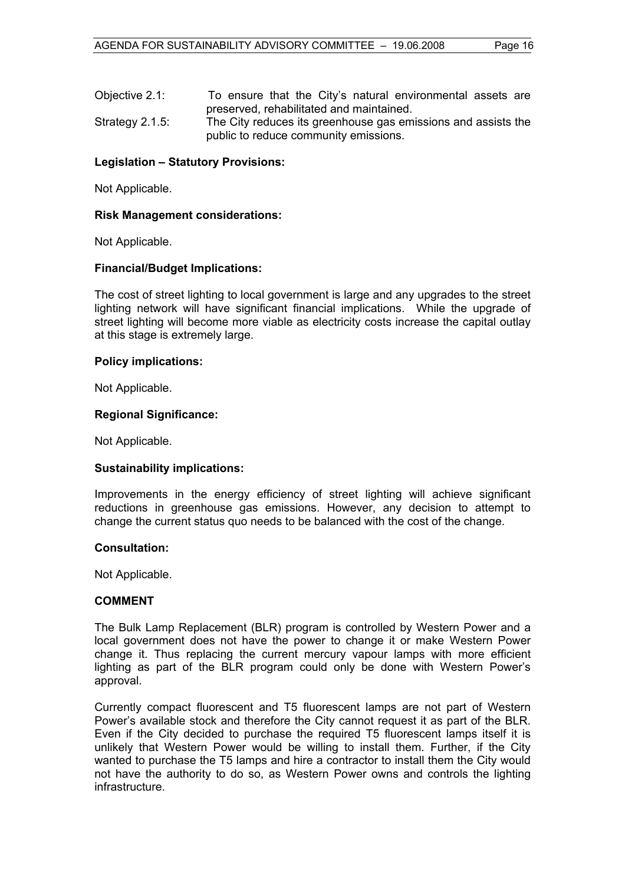| | |
|---|---|
| Objective 2.1: | To ensure that the City's natural environmental assets are preserved, rehabilitated and maintained. |
| Strategy 2.1.5: | The City reduces its greenhouse gas emissions and assists the public to reduce community emissions. |

**Legislation – Statutory Provisions:**

Not Applicable.

**Risk Management considerations:**

Not Applicable.

**Financial/Budget Implications:**

The cost of street lighting to local government is large and any upgrades to the street lighting network will have significant financial implications. While the upgrade of street lighting will become more viable as electricity costs increase the capital outlay at this stage is extremely large.

**Policy implications:**

Not Applicable.

**Regional Significance:**

Not Applicable.

**Sustainability implications:**

Improvements in the energy efficiency of street lighting will achieve significant reductions in greenhouse gas emissions. However, any decision to attempt to change the current status quo needs to be balanced with the cost of the change.

**Consultation:**

Not Applicable.

**COMMENT**

The Bulk Lamp Replacement (BLR) program is controlled by Western Power and a local government does not have the power to change it or make Western Power change it. Thus replacing the current mercury vapour lamps with more efficient lighting as part of the BLR program could only be done with Western Power's approval.

Currently compact fluorescent and T5 fluorescent lamps are not part of Western Power's available stock and therefore the City cannot request it as part of the BLR. Even if the City decided to purchase the required T5 fluorescent lamps itself it is unlikely that Western Power would be willing to install them. Further, if the City wanted to purchase the T5 lamps and hire a contractor to install them the City would not have the authority to do so, as Western Power owns and controls the lighting infrastructure.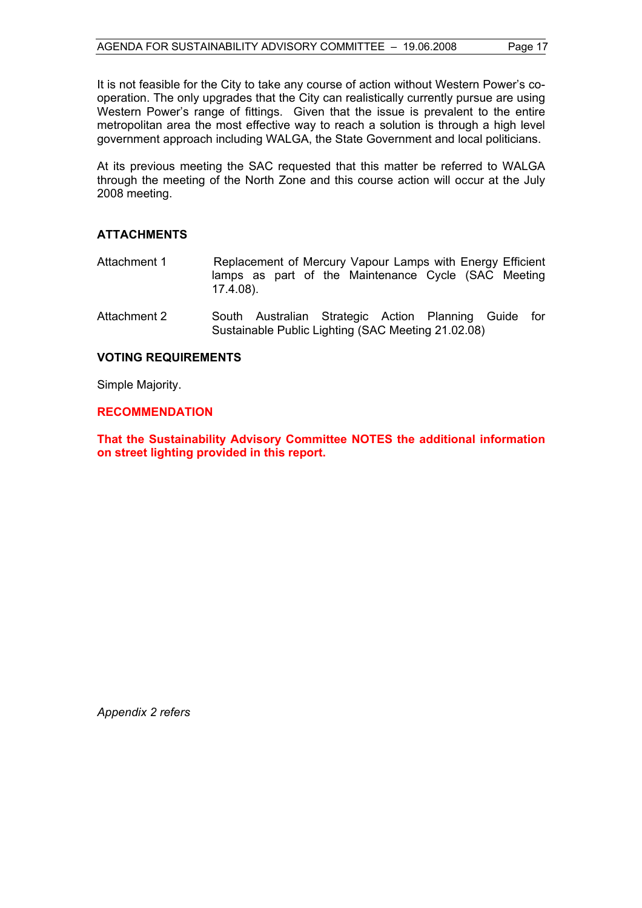It is not feasible for the City to take any course of action without Western Power's co-operation. The only upgrades that the City can realistically currently pursue are using Western Power's range of fittings. Given that the issue is prevalent to the entire metropolitan area the most effective way to reach a solution is through a high level government approach including WALGA, the State Government and local politicians.

At its previous meeting the SAC requested that this matter be referred to WALGA through the meeting of the North Zone and this course action will occur at the July 2008 meeting.

## ATTACHMENTS

Attachment 1 Replacement of Mercury Vapour Lamps with Energy Efficient lamps as part of the Maintenance Cycle (SAC Meeting 17.4.08).

Attachment 2 South Australian Strategic Action Planning Guide for Sustainable Public Lighting (SAC Meeting 21.02.08)

## VOTING REQUIREMENTS

Simple Majority.

## RECOMMENDATION

**That the Sustainability Advisory Committee NOTES the additional information on street lighting provided in this report.**

*Appendix 2 refers*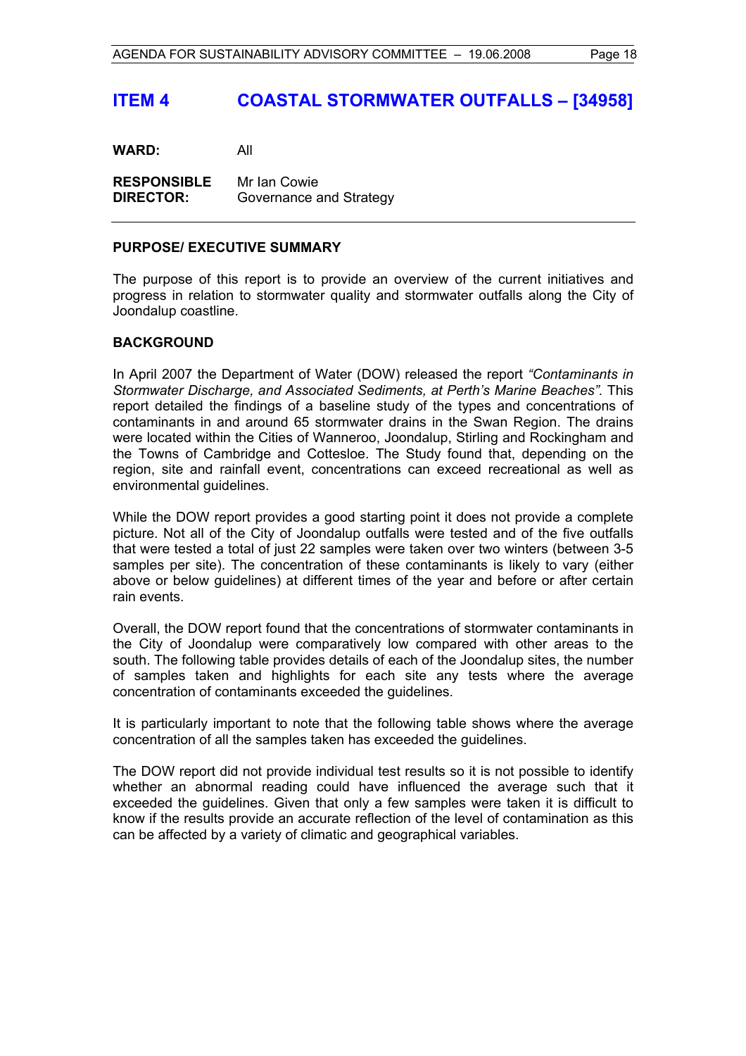# ITEM 4 COASTAL STORMWATER OUTFALLS – [34958]

**WARD:** All

**RESPONSIBLE DIRECTOR:** Mr Ian Cowie
Governance and Strategy

---

## PURPOSE/ EXECUTIVE SUMMARY

The purpose of this report is to provide an overview of the current initiatives and progress in relation to stormwater quality and stormwater outfalls along the City of Joondalup coastline.

## BACKGROUND

In April 2007 the Department of Water (DOW) released the report *"Contaminants in Stormwater Discharge, and Associated Sediments, at Perth's Marine Beaches".* This report detailed the findings of a baseline study of the types and concentrations of contaminants in and around 65 stormwater drains in the Swan Region. The drains were located within the Cities of Wanneroo, Joondalup, Stirling and Rockingham and the Towns of Cambridge and Cottesloe. The Study found that, depending on the region, site and rainfall event, concentrations can exceed recreational as well as environmental guidelines.

While the DOW report provides a good starting point it does not provide a complete picture. Not all of the City of Joondalup outfalls were tested and of the five outfalls that were tested a total of just 22 samples were taken over two winters (between 3-5 samples per site). The concentration of these contaminants is likely to vary (either above or below guidelines) at different times of the year and before or after certain rain events.

Overall, the DOW report found that the concentrations of stormwater contaminants in the City of Joondalup were comparatively low compared with other areas to the south. The following table provides details of each of the Joondalup sites, the number of samples taken and highlights for each site any tests where the average concentration of contaminants exceeded the guidelines.

It is particularly important to note that the following table shows where the average concentration of all the samples taken has exceeded the guidelines.

The DOW report did not provide individual test results so it is not possible to identify whether an abnormal reading could have influenced the average such that it exceeded the guidelines. Given that only a few samples were taken it is difficult to know if the results provide an accurate reflection of the level of contamination as this can be affected by a variety of climatic and geographical variables.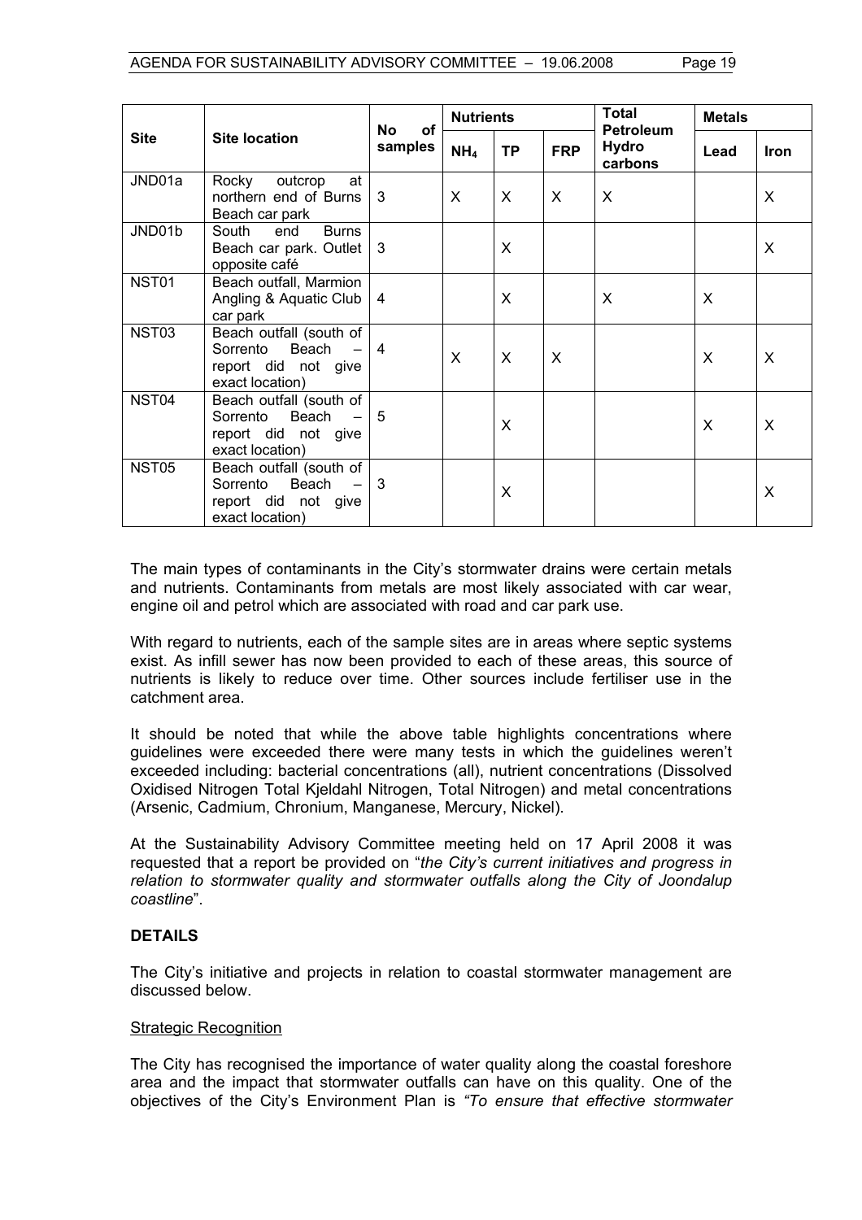| Site | Site location | No of samples | Nutrients | | | Total Petroleum Hydro carbons | Metals | |
|---|---|---|---|---|---|---|---|---|
| | | | $NH_4$ | TP | FRP | | Lead | Iron |
| JND01a | Rocky outcrop at northern end of Burns Beach car park | 3 | X | X | X | X | | X |
| JND01b | South end Burns Beach car park. Outlet opposite café | 3 | | X | | | | X |
| NST01 | Beach outfall, Marmion Angling & Aquatic Club car park | 4 | | X | | X | X | |
| NST03 | Beach outfall (south of Sorrento Beach – report did not give exact location) | 4 | X | X | X | | X | X |
| NST04 | Beach outfall (south of Sorrento Beach – report did not give exact location) | 5 | | X | | | X | X |
| NST05 | Beach outfall (south of Sorrento Beach – report did not give exact location) | 3 | | X | | | | X |

The main types of contaminants in the City's stormwater drains were certain metals and nutrients. Contaminants from metals are most likely associated with car wear, engine oil and petrol which are associated with road and car park use.

With regard to nutrients, each of the sample sites are in areas where septic systems exist. As infill sewer has now been provided to each of these areas, this source of nutrients is likely to reduce over time. Other sources include fertiliser use in the catchment area.

It should be noted that while the above table highlights concentrations where guidelines were exceeded there were many tests in which the guidelines weren't exceeded including: bacterial concentrations (all), nutrient concentrations (Dissolved Oxidised Nitrogen Total Kjeldahl Nitrogen, Total Nitrogen) and metal concentrations (Arsenic, Cadmium, Chronium, Manganese, Mercury, Nickel).

At the Sustainability Advisory Committee meeting held on 17 April 2008 it was requested that a report be provided on "*the City's current initiatives and progress in relation to stormwater quality and stormwater outfalls along the City of Joondalup coastline*".

**DETAILS**

The City's initiative and projects in relation to coastal stormwater management are discussed below.

Strategic Recognition

The City has recognised the importance of water quality along the coastal foreshore area and the impact that stormwater outfalls can have on this quality. One of the objectives of the City's Environment Plan is *"To ensure that effective stormwater*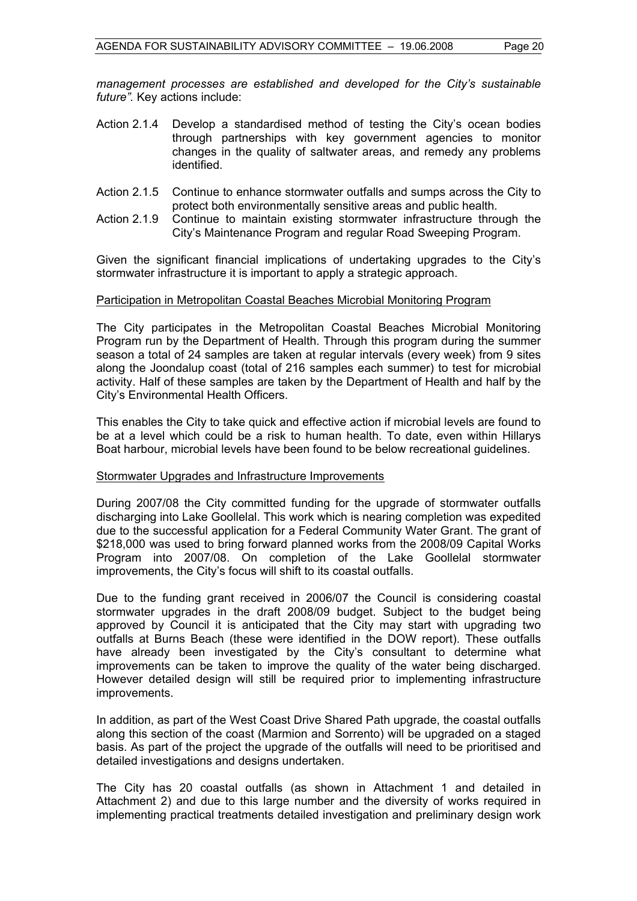*management processes are established and developed for the City's sustainable future".* Key actions include:

- Action 2.1.4 Develop a standardised method of testing the City's ocean bodies through partnerships with key government agencies to monitor changes in the quality of saltwater areas, and remedy any problems identified.
- Action 2.1.5 Continue to enhance stormwater outfalls and sumps across the City to protect both environmentally sensitive areas and public health.
- Action 2.1.9 Continue to maintain existing stormwater infrastructure through the City's Maintenance Program and regular Road Sweeping Program.

Given the significant financial implications of undertaking upgrades to the City's stormwater infrastructure it is important to apply a strategic approach.

<u>Participation in Metropolitan Coastal Beaches Microbial Monitoring Program</u>

The City participates in the Metropolitan Coastal Beaches Microbial Monitoring Program run by the Department of Health. Through this program during the summer season a total of 24 samples are taken at regular intervals (every week) from 9 sites along the Joondalup coast (total of 216 samples each summer) to test for microbial activity. Half of these samples are taken by the Department of Health and half by the City's Environmental Health Officers.

This enables the City to take quick and effective action if microbial levels are found to be at a level which could be a risk to human health. To date, even within Hillarys Boat harbour, microbial levels have been found to be below recreational guidelines.

<u>Stormwater Upgrades and Infrastructure Improvements</u>

During 2007/08 the City committed funding for the upgrade of stormwater outfalls discharging into Lake Goollelal. This work which is nearing completion was expedited due to the successful application for a Federal Community Water Grant. The grant of \$218,000 was used to bring forward planned works from the 2008/09 Capital Works Program into 2007/08. On completion of the Lake Goollelal stormwater improvements, the City's focus will shift to its coastal outfalls.

Due to the funding grant received in 2006/07 the Council is considering coastal stormwater upgrades in the draft 2008/09 budget. Subject to the budget being approved by Council it is anticipated that the City may start with upgrading two outfalls at Burns Beach (these were identified in the DOW report). These outfalls have already been investigated by the City's consultant to determine what improvements can be taken to improve the quality of the water being discharged. However detailed design will still be required prior to implementing infrastructure improvements.

In addition, as part of the West Coast Drive Shared Path upgrade, the coastal outfalls along this section of the coast (Marmion and Sorrento) will be upgraded on a staged basis. As part of the project the upgrade of the outfalls will need to be prioritised and detailed investigations and designs undertaken.

The City has 20 coastal outfalls (as shown in Attachment 1 and detailed in Attachment 2) and due to this large number and the diversity of works required in implementing practical treatments detailed investigation and preliminary design work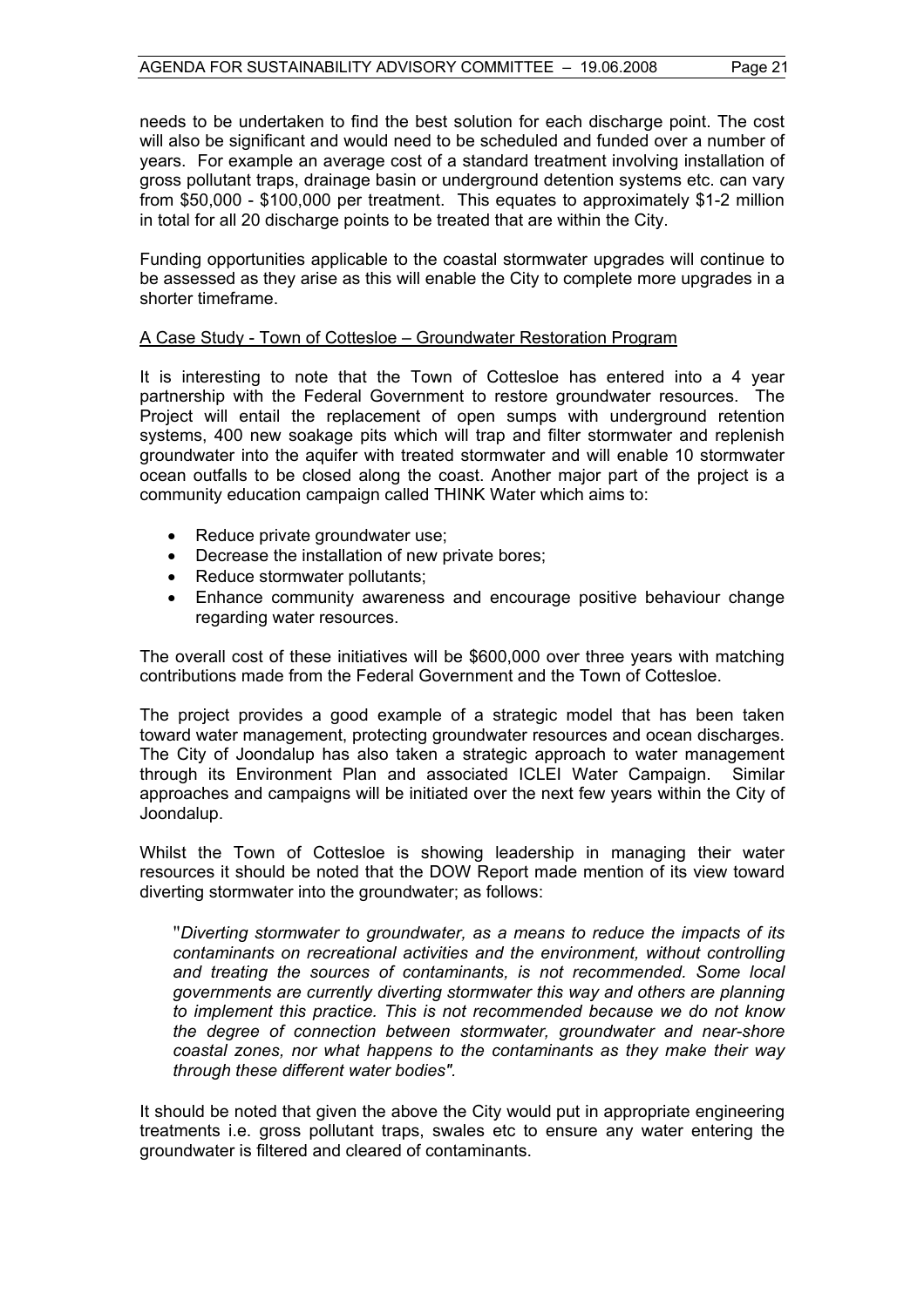needs to be undertaken to find the best solution for each discharge point. The cost will also be significant and would need to be scheduled and funded over a number of years. For example an average cost of a standard treatment involving installation of gross pollutant traps, drainage basin or underground detention systems etc. can vary from \$50,000 - \$100,000 per treatment. This equates to approximately \$1-2 million in total for all 20 discharge points to be treated that are within the City.

Funding opportunities applicable to the coastal stormwater upgrades will continue to be assessed as they arise as this will enable the City to complete more upgrades in a shorter timeframe.

<u>A Case Study - Town of Cottesloe – Groundwater Restoration Program</u>

It is interesting to note that the Town of Cottesloe has entered into a 4 year partnership with the Federal Government to restore groundwater resources. The Project will entail the replacement of open sumps with underground retention systems, 400 new soakage pits which will trap and filter stormwater and replenish groundwater into the aquifer with treated stormwater and will enable 10 stormwater ocean outfalls to be closed along the coast. Another major part of the project is a community education campaign called THINK Water which aims to:

- Reduce private groundwater use;
- Decrease the installation of new private bores;
- Reduce stormwater pollutants;
- Enhance community awareness and encourage positive behaviour change regarding water resources.

The overall cost of these initiatives will be \$600,000 over three years with matching contributions made from the Federal Government and the Town of Cottesloe.

The project provides a good example of a strategic model that has been taken toward water management, protecting groundwater resources and ocean discharges. The City of Joondalup has also taken a strategic approach to water management through its Environment Plan and associated ICLEI Water Campaign. Similar approaches and campaigns will be initiated over the next few years within the City of Joondalup.

Whilst the Town of Cottesloe is showing leadership in managing their water resources it should be noted that the DOW Report made mention of its view toward diverting stormwater into the groundwater; as follows:

> "*Diverting stormwater to groundwater, as a means to reduce the impacts of its contaminants on recreational activities and the environment, without controlling and treating the sources of contaminants, is not recommended. Some local governments are currently diverting stormwater this way and others are planning to implement this practice. This is not recommended because we do not know the degree of connection between stormwater, groundwater and near-shore coastal zones, nor what happens to the contaminants as they make their way through these different water bodies".*

It should be noted that given the above the City would put in appropriate engineering treatments i.e. gross pollutant traps, swales etc to ensure any water entering the groundwater is filtered and cleared of contaminants.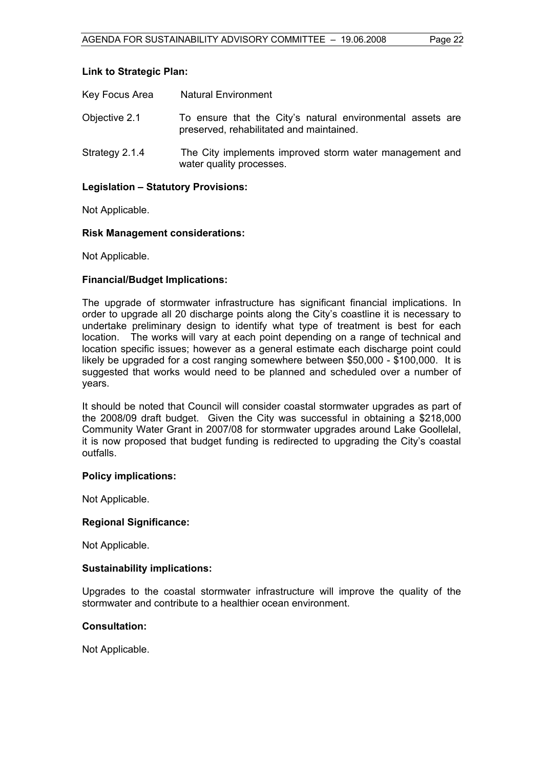**Link to Strategic Plan:**

| | |
|---|---|
| Key Focus Area | Natural Environment |
| Objective 2.1 | To ensure that the City's natural environmental assets are preserved, rehabilitated and maintained. |
| Strategy 2.1.4 | The City implements improved storm water management and water quality processes. |

**Legislation – Statutory Provisions:**

Not Applicable.

**Risk Management considerations:**

Not Applicable.

**Financial/Budget Implications:**

The upgrade of stormwater infrastructure has significant financial implications. In order to upgrade all 20 discharge points along the City's coastline it is necessary to undertake preliminary design to identify what type of treatment is best for each location. The works will vary at each point depending on a range of technical and location specific issues; however as a general estimate each discharge point could likely be upgraded for a cost ranging somewhere between $50,000 - $100,000. It is suggested that works would need to be planned and scheduled over a number of years.

It should be noted that Council will consider coastal stormwater upgrades as part of the 2008/09 draft budget. Given the City was successful in obtaining a $218,000 Community Water Grant in 2007/08 for stormwater upgrades around Lake Goollelal, it is now proposed that budget funding is redirected to upgrading the City's coastal outfalls.

**Policy implications:**

Not Applicable.

**Regional Significance:**

Not Applicable.

**Sustainability implications:**

Upgrades to the coastal stormwater infrastructure will improve the quality of the stormwater and contribute to a healthier ocean environment.

**Consultation:**

Not Applicable.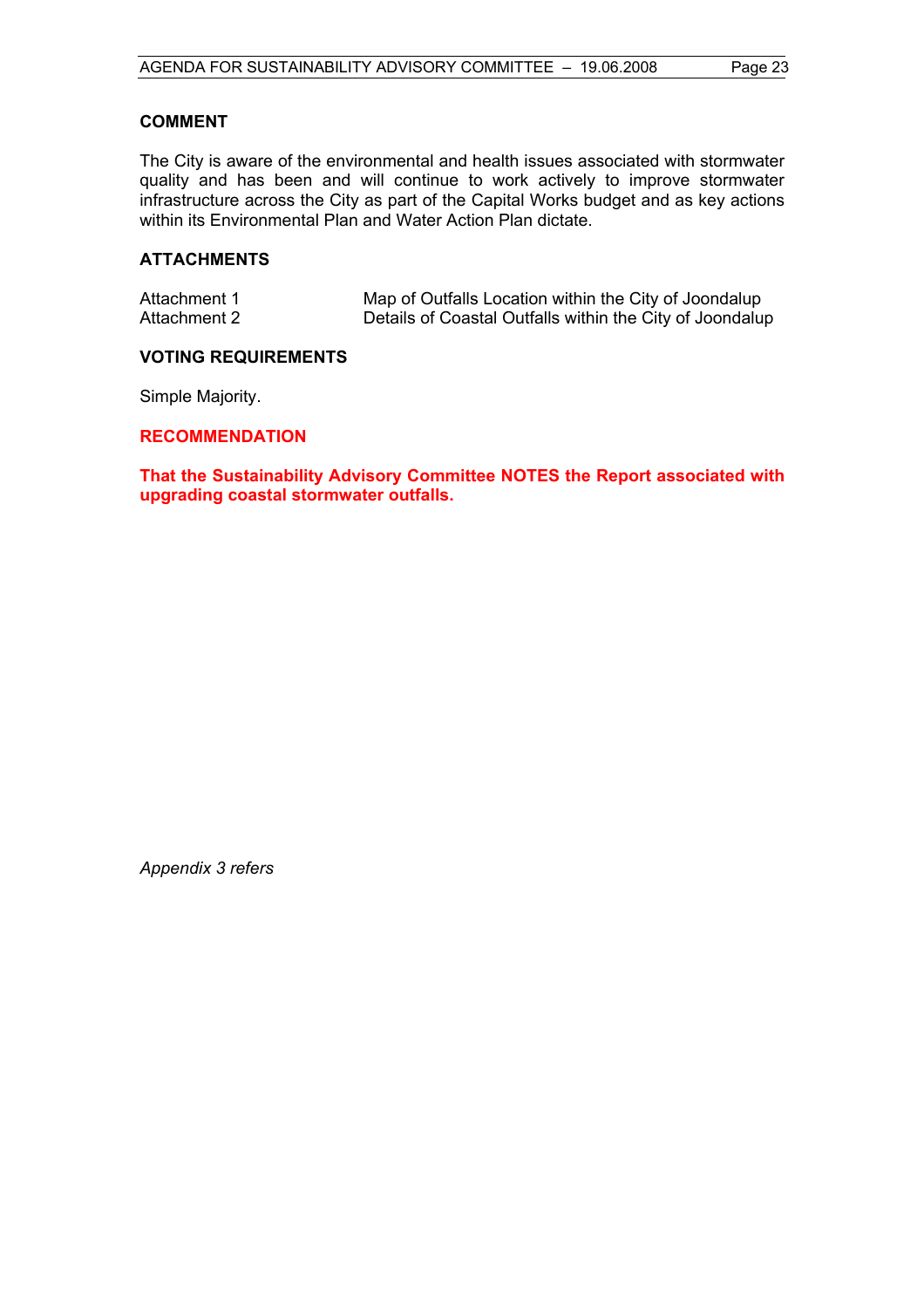### COMMENT

The City is aware of the environmental and health issues associated with stormwater quality and has been and will continue to work actively to improve stormwater infrastructure across the City as part of the Capital Works budget and as key actions within its Environmental Plan and Water Action Plan dictate.

### ATTACHMENTS

| | |
|---|---|
| Attachment 1 | Map of Outfalls Location within the City of Joondalup |
| Attachment 2 | Details of Coastal Outfalls within the City of Joondalup |

### VOTING REQUIREMENTS

Simple Majority.

### RECOMMENDATION

**That the Sustainability Advisory Committee NOTES the Report associated with upgrading coastal stormwater outfalls.**

*Appendix 3 refers*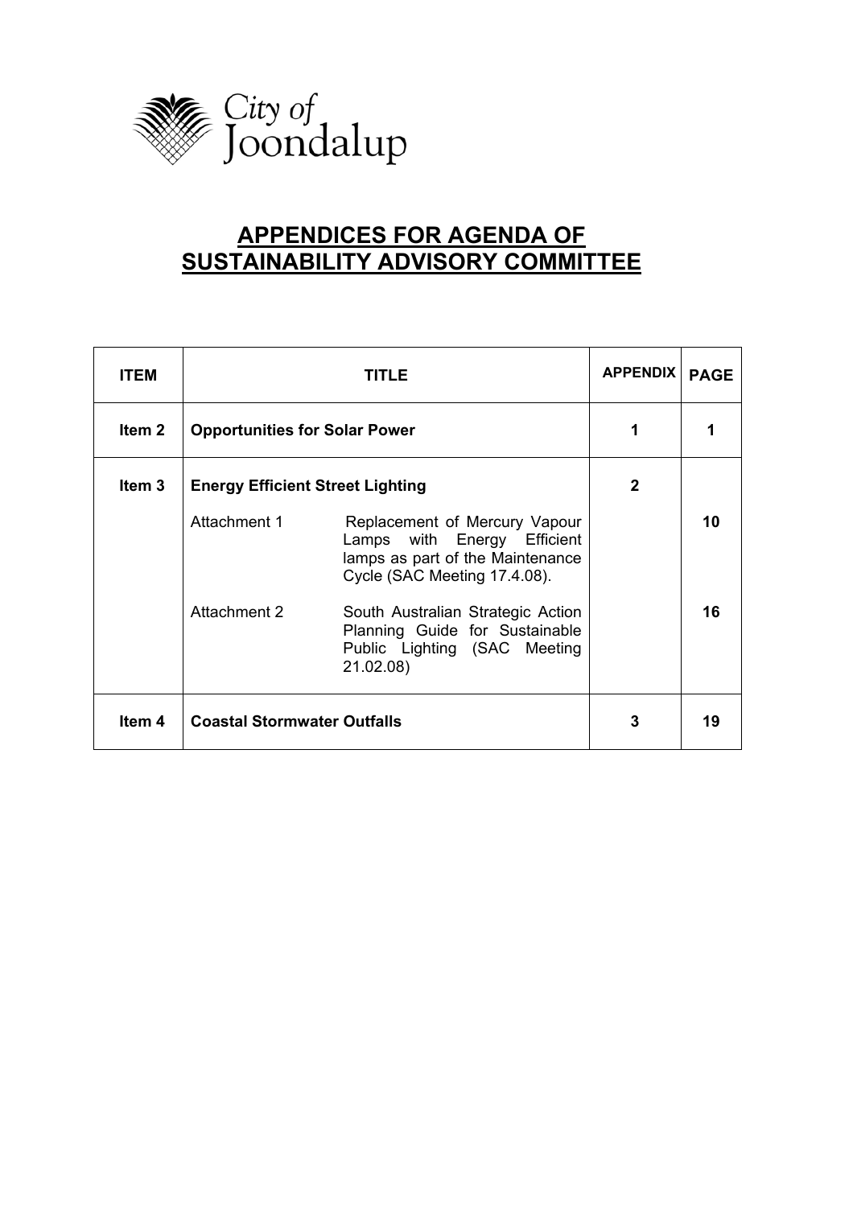City of Joondalup

# APPENDICES FOR AGENDA OF SUSTAINABILITY ADVISORY COMMITTEE

| ITEM | TITLE | | APPENDIX | PAGE |
|---|---|---|---|---|
| Item 2 | **Opportunities for Solar Power** | | 1 | 1 |
| Item 3 | **Energy Efficient Street Lighting** | | 2 | |
| | Attachment 1 | Replacement of Mercury Vapour Lamps with Energy Efficient lamps as part of the Maintenance Cycle (SAC Meeting 17.4.08). | | 10 |
| | Attachment 2 | South Australian Strategic Action Planning Guide for Sustainable Public Lighting (SAC Meeting 21.02.08) | | 16 |
| Item 4 | **Coastal Stormwater Outfalls** | | 3 | 19 |